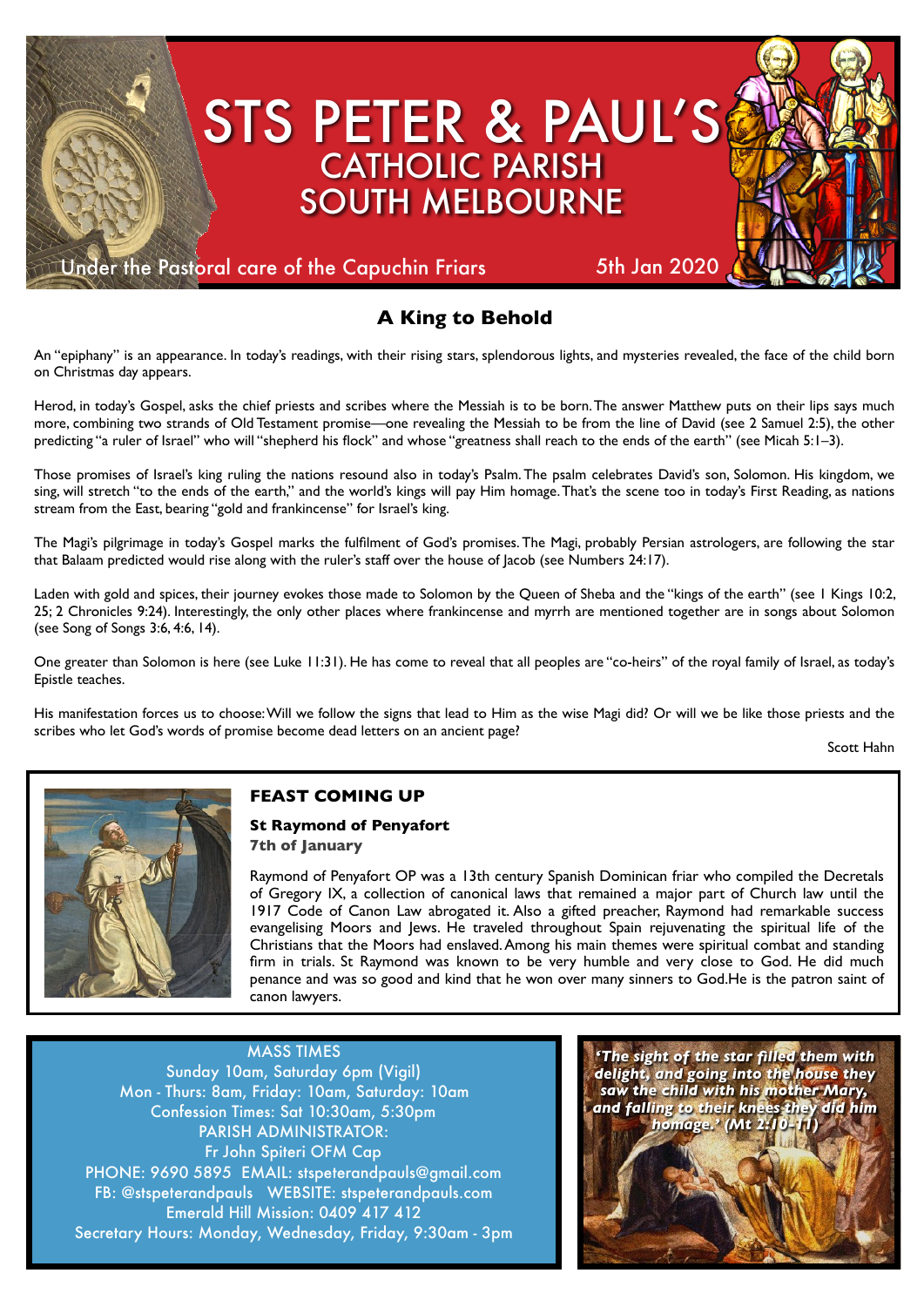# STS PETER & PAUL'S
## CATHOLIC PARISH SOUTH MELBOURNE

Under the Pastoral care of the Capuchin Friars

5th Jan 2020

## A King to Behold

An "epiphany" is an appearance. In today's readings, with their rising stars, splendorous lights, and mysteries revealed, the face of the child born on Christmas day appears.

Herod, in today's Gospel, asks the chief priests and scribes where the Messiah is to be born. The answer Matthew puts on their lips says much more, combining two strands of Old Testament promise—one revealing the Messiah to be from the line of David (see 2 Samuel 2:5), the other predicting "a ruler of Israel" who will "shepherd his flock" and whose "greatness shall reach to the ends of the earth" (see Micah 5:1–3).

Those promises of Israel's king ruling the nations resound also in today's Psalm. The psalm celebrates David's son, Solomon. His kingdom, we sing, will stretch "to the ends of the earth," and the world's kings will pay Him homage. That's the scene too in today's First Reading, as nations stream from the East, bearing "gold and frankincense" for Israel's king.

The Magi's pilgrimage in today's Gospel marks the fulfilment of God's promises. The Magi, probably Persian astrologers, are following the star that Balaam predicted would rise along with the ruler's staff over the house of Jacob (see Numbers 24:17).

Laden with gold and spices, their journey evokes those made to Solomon by the Queen of Sheba and the "kings of the earth" (see 1 Kings 10:2, 25; 2 Chronicles 9:24). Interestingly, the only other places where frankincense and myrrh are mentioned together are in songs about Solomon (see Song of Songs 3:6, 4:6, 14).

One greater than Solomon is here (see Luke 11:31). He has come to reveal that all peoples are "co-heirs" of the royal family of Israel, as today's Epistle teaches.

His manifestation forces us to choose: Will we follow the signs that lead to Him as the wise Magi did? Or will we be like those priests and the scribes who let God's words of promise become dead letters on an ancient page?

Scott Hahn

## FEAST COMING UP

**St Raymond of Penyafort**
**7th of January**

Raymond of Penyafort OP was a 13th century Spanish Dominican friar who compiled the Decretals of Gregory IX, a collection of canonical laws that remained a major part of Church law until the 1917 Code of Canon Law abrogated it. Also a gifted preacher, Raymond had remarkable success evangelising Moors and Jews. He traveled throughout Spain rejuvenating the spiritual life of the Christians that the Moors had enslaved. Among his main themes were spiritual combat and standing firm in trials. St Raymond was known to be very humble and very close to God. He did much penance and was so good and kind that he won over many sinners to God. He is the patron saint of canon lawyers.

MASS TIMES
Sunday 10am, Saturday 6pm (Vigil)
Mon - Thurs: 8am, Friday: 10am, Saturday: 10am
Confession Times: Sat 10:30am, 5:30pm
PARISH ADMINISTRATOR:
Fr John Spiteri OFM Cap
PHONE: 9690 5895 EMAIL: stspeterandpauls@gmail.com
FB: @stspeterandpauls WEBSITE: stspeterandpauls.com
Emerald Hill Mission: 0409 417 412
Secretary Hours: Monday, Wednesday, Friday, 9:30am - 3pm

*'The sight of the star filled them with delight, and going into the house they saw the child with his mother Mary, and falling to their knees they did him homage.' (Mt 2:10-11)*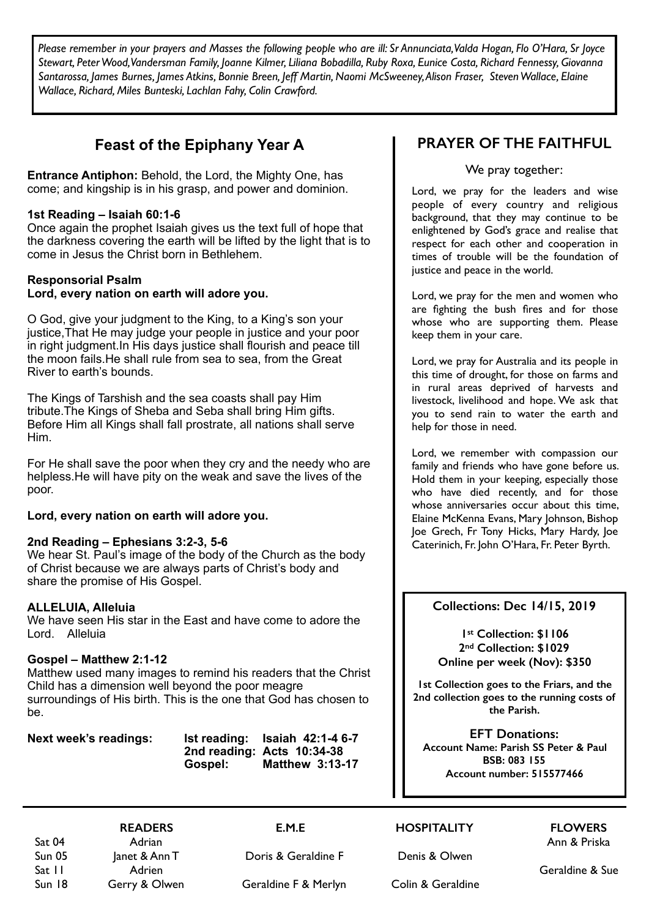*Please remember in your prayers and Masses the following people who are ill: Sr Annunciata, Valda Hogan, Flo O'Hara, Sr Joyce Stewart, Peter Wood, Vandersman Family, Joanne Kilmer, Liliana Bobadilla, Ruby Roxa, Eunice Costa, Richard Fennessy, Giovanna Santarossa, James Burnes, James Atkins, Bonnie Breen, Jeff Martin, Naomi McSweeney, Alison Fraser, Steven Wallace, Elaine Wallace, Richard, Miles Bunteski, Lachlan Fahy, Colin Crawford.*

## Feast of the Epiphany Year A

**Entrance Antiphon:** Behold, the Lord, the Mighty One, has come; and kingship is in his grasp, and power and dominion.

**1st Reading – Isaiah 60:1-6**
Once again the prophet Isaiah gives us the text full of hope that the darkness covering the earth will be lifted by the light that is to come in Jesus the Christ born in Bethlehem.

**Responsorial Psalm**
**Lord, every nation on earth will adore you.**

O God, give your judgment to the King, to a King's son your justice,That He may judge your people in justice and your poor in right judgment.In His days justice shall flourish and peace till the moon fails.He shall rule from sea to sea, from the Great River to earth's bounds.

The Kings of Tarshish and the sea coasts shall pay Him tribute.The Kings of Sheba and Seba shall bring Him gifts. Before Him all Kings shall fall prostrate, all nations shall serve Him.

For He shall save the poor when they cry and the needy who are helpless.He will have pity on the weak and save the lives of the poor.

**Lord, every nation on earth will adore you.**

**2nd Reading – Ephesians 3:2-3, 5-6**
We hear St. Paul's image of the body of the Church as the body of Christ because we are always parts of Christ's body and share the promise of His Gospel.

**ALLELUIA, Alleluia**
We have seen His star in the East and have come to adore the Lord. Alleluia

**Gospel – Matthew 2:1-12**
Matthew used many images to remind his readers that the Christ Child has a dimension well beyond the poor meagre surroundings of His birth. This is the one that God has chosen to be.

**Next week's readings:** **Ist reading: Isaiah 42:1-4 6-7**
**2nd reading: Acts 10:34-38**
**Gospel: Matthew 3:13-17**

## PRAYER OF THE FAITHFUL

We pray together:

Lord, we pray for the leaders and wise people of every country and religious background, that they may continue to be enlightened by God's grace and realise that respect for each other and cooperation in times of trouble will be the foundation of justice and peace in the world.

Lord, we pray for the men and women who are fighting the bush fires and for those whose who are supporting them. Please keep them in your care.

Lord, we pray for Australia and its people in this time of drought, for those on farms and in rural areas deprived of harvests and livestock, livelihood and hope. We ask that you to send rain to water the earth and help for those in need.

Lord, we remember with compassion our family and friends who have gone before us. Hold them in your keeping, especially those who have died recently, and for those whose anniversaries occur about this time, Elaine McKenna Evans, Mary Johnson, Bishop Joe Grech, Fr Tony Hicks, Mary Hardy, Joe Caterinich, Fr. John O'Hara, Fr. Peter Byrth.

**Collections: Dec 14/15, 2019**

**1st Collection: $1106**
**2nd Collection: $1029**
**Online per week (Nov): $350**

**1st Collection goes to the Friars, and the 2nd collection goes to the running costs of the Parish.**

**EFT Donations:**
**Account Name: Parish SS Peter & Paul**
**BSB: 083 155**
**Account number: 515577466**

| | READERS | E.M.E | HOSPITALITY | FLOWERS |
|---|---|---|---|---|
| Sat 04 | Adrian | | | Ann & Priska |
| Sun 05 | Janet & Ann T | Doris & Geraldine F | Denis & Olwen | |
| Sat 11 | Adrien | | | Geraldine & Sue |
| Sun 18 | Gerry & Olwen | Geraldine F & Merlyn | Colin & Geraldine | |